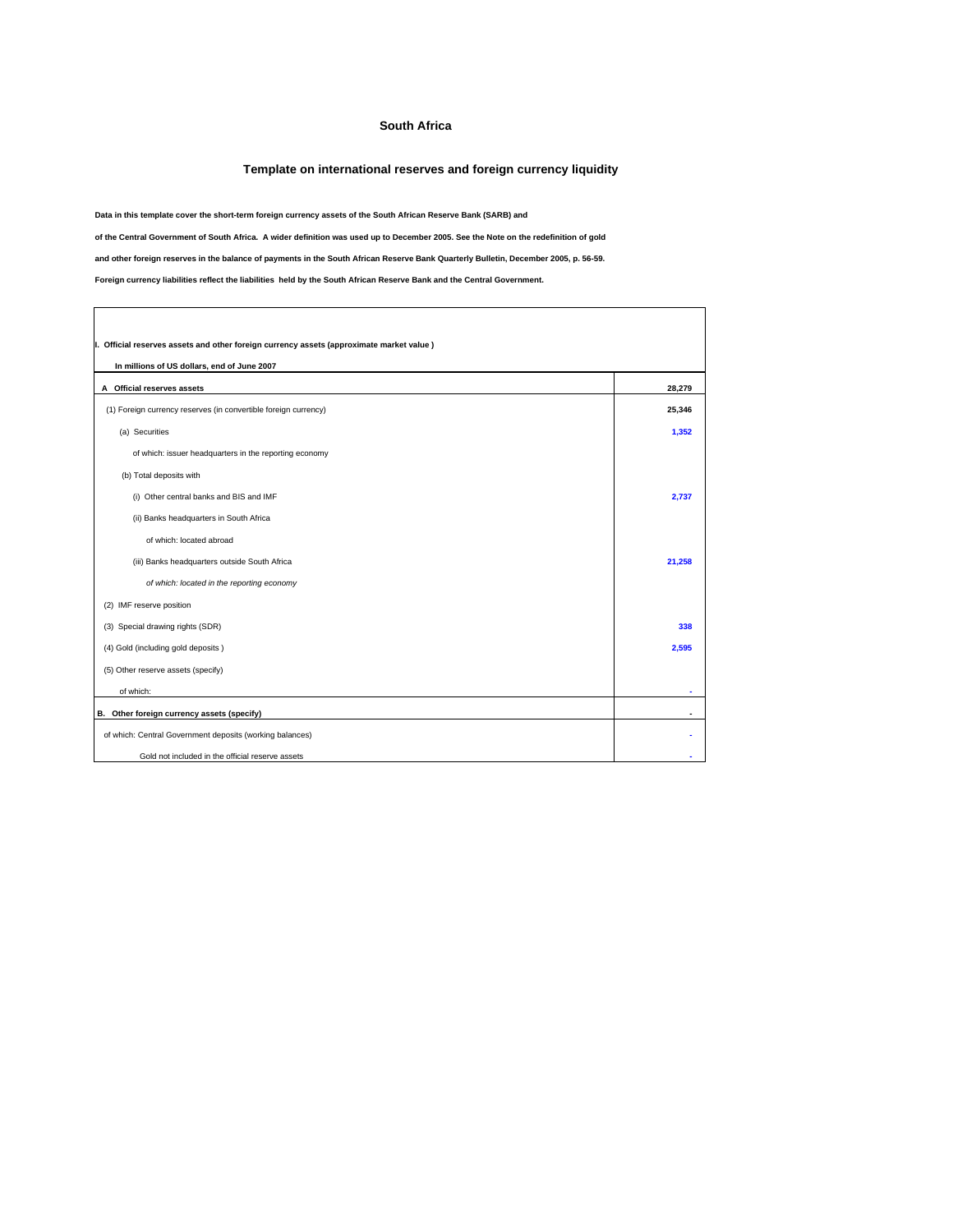# South Africa

## Template on international reserves and foreign currency liquidity

**Data in this template cover the short-term foreign currency assets of the South African Reserve Bank (SARB) and**

**of the Central Government of South Africa. A wider definition was used up to December 2005. See the Note on the redefinition of gold**

**and other foreign reserves in the balance of payments in the South African Reserve Bank Quarterly Bulletin, December 2005, p. 56-59.**

**Foreign currency liabilities reflect the liabilities held by the South African Reserve Bank and the Central Government.**

| **I. Official reserves assets and other foreign currency assets (approximate market value )** | |
|---|---|
| **In millions of US dollars, end of June 2007** | |
| **A Official reserves assets** | **28,279** |
| (1) Foreign currency reserves (in convertible foreign currency) | **25,346** |
| (a) Securities | **1,352** |
| of which: issuer headquarters in the reporting economy | |
| (b) Total deposits with | |
| (i) Other central banks and BIS and IMF | **2,737** |
| (ii) Banks headquarters in South Africa | |
| of which: located abroad | |
| (iii) Banks headquarters outside South Africa | **21,258** |
| *of which: located in the reporting economy* | |
| (2) IMF reserve position | |
| (3) Special drawing rights (SDR) | **338** |
| (4) Gold (including gold deposits ) | **2,595** |
| (5) Other reserve assets (specify) | |
| of which: | - |
| **B. Other foreign currency assets (specify)** | - |
| of which: Central Government deposits (working balances) | - |
| Gold not included in the official reserve assets | - |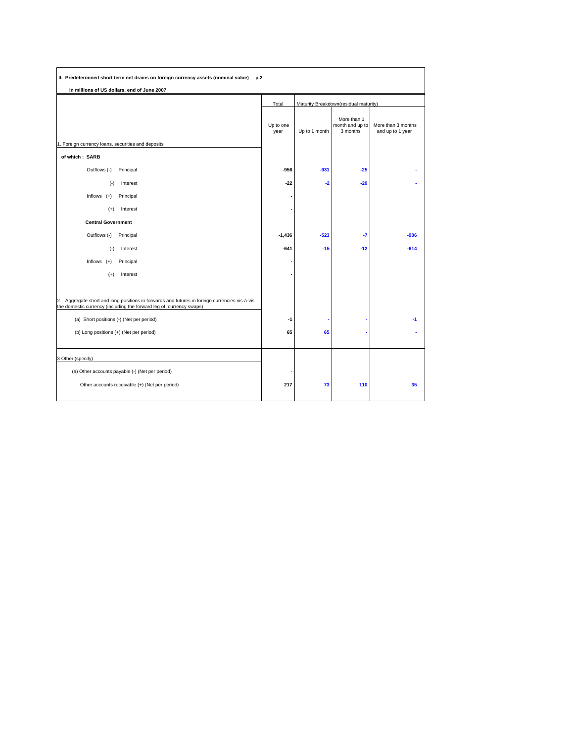**II. Predetermined short term net drains on foreign currency assets (nominal value) p.2**

**In millions of US dollars, end of June 2007**

| | Total | Maturity Breakdown(residual maturity) | | |
|---|---|---|---|---|
| | Up to one year | Up to 1 month | More than 1 month and up to 3 months | More than 3 months and up to 1 year |
| 1. Foreign currency loans, securities and deposits | | | | |
| **of which : SARB** | | | | |
| Outflows (-) Principal | **-956** | **-931** | **-25** | **-** |
| (-) Interest | **-22** | **-2** | **-20** | **-** |
| Inflows (+) Principal | **-** | | | |
| (+) Interest | **-** | | | |
| **Central Government** | | | | |
| Outflows (-) Principal | **-1,436** | **-523** | **-7** | **-906** |
| (-) Interest | **-641** | **-15** | **-12** | **-614** |
| Inflows (+) Principal | **-** | | | |
| (+) Interest | **-** | | | |
| 2. Aggregate short and long positions in forwards and futures in foreign currencies vis-à-vis the domestic currency (including the forward leg of currency swaps) | | | | |
| (a) Short positions (-) (Net per period) | **-1** | **-** | **-** | **-1** |
| (b) Long positions (+) (Net per period) | **65** | **65** | **-** | **-** |
| 3 Other (specify) | | | | |
| (a) Other accounts payable (-) (Net per period) | - | | | |
| Other accounts receivable (+) (Net per period) | **217** | **73** | **110** | **35** |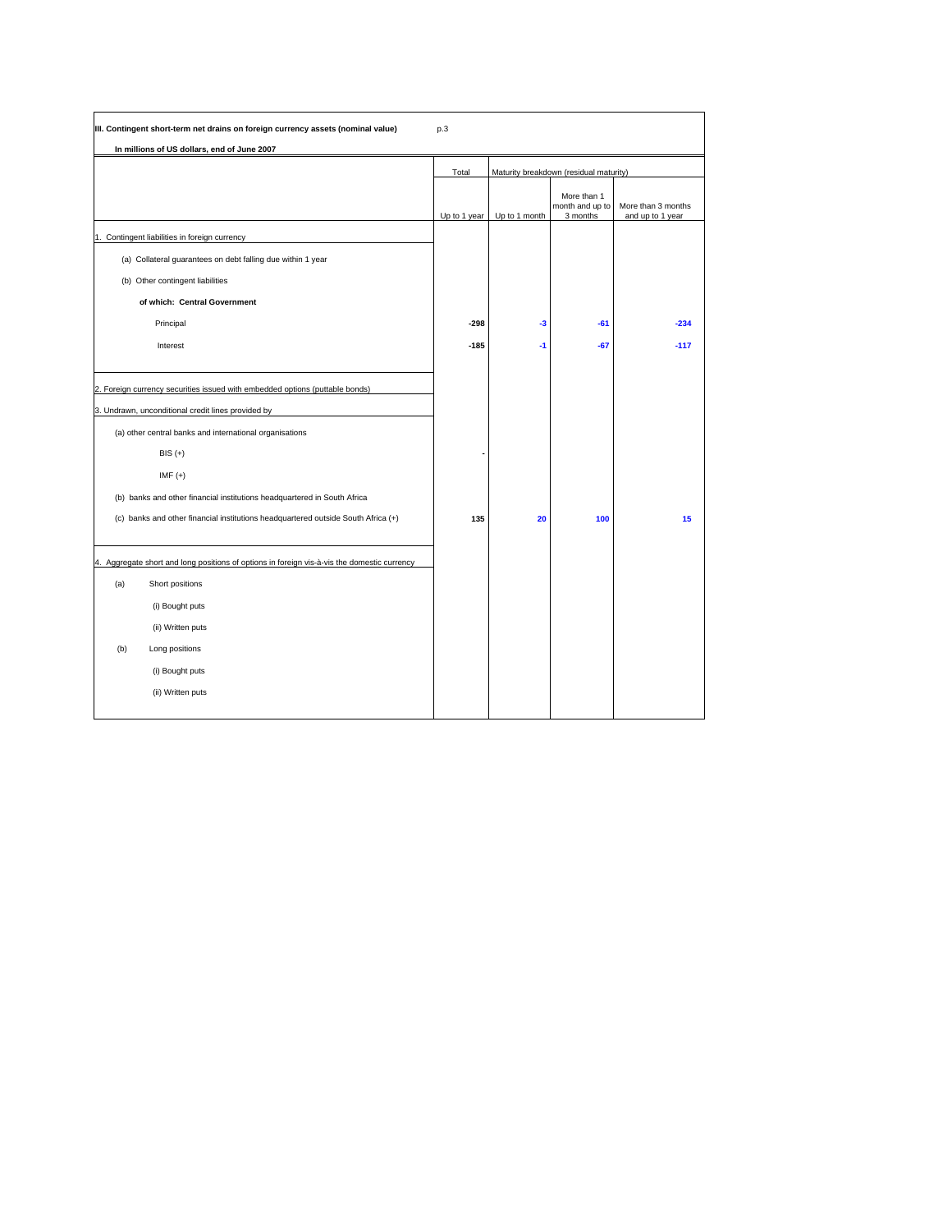**III. Contingent short-term net drains on foreign currency assets (nominal value)** p.3

**In millions of US dollars, end of June 2007**

| | Total | Maturity breakdown (residual maturity) | | |
|---|---|---|---|---|
| | Up to 1 year | Up to 1 month | More than 1 month and up to 3 months | More than 3 months and up to 1 year |
| 1. Contingent liabilities in foreign currency | | | | |
| (a) Collateral guarantees on debt falling due within 1 year | | | | |
| (b) Other contingent liabilities | | | | |
| **of which: Central Government** | | | | |
| Principal | **-298** | **-3** | **-61** | **-234** |
| Interest | **-185** | **-1** | **-67** | **-117** |
| 2. Foreign currency securities issued with embedded options (puttable bonds) | | | | |
| 3. Undrawn, unconditional credit lines provided by | | | | |
| (a) other central banks and international organisations | | | | |
| BIS (+) | **-** | | | |
| IMF (+) | | | | |
| (b) banks and other financial institutions headquartered in South Africa | | | | |
| (c) banks and other financial institutions headquartered outside South Africa (+) | **135** | **20** | **100** | **15** |
| 4. Aggregate short and long positions of options in foreign vis-à-vis the domestic currency | | | | |
| (a) Short positions | | | | |
| (i) Bought puts | | | | |
| (ii) Written puts | | | | |
| (b) Long positions | | | | |
| (i) Bought puts | | | | |
| (ii) Written puts | | | | |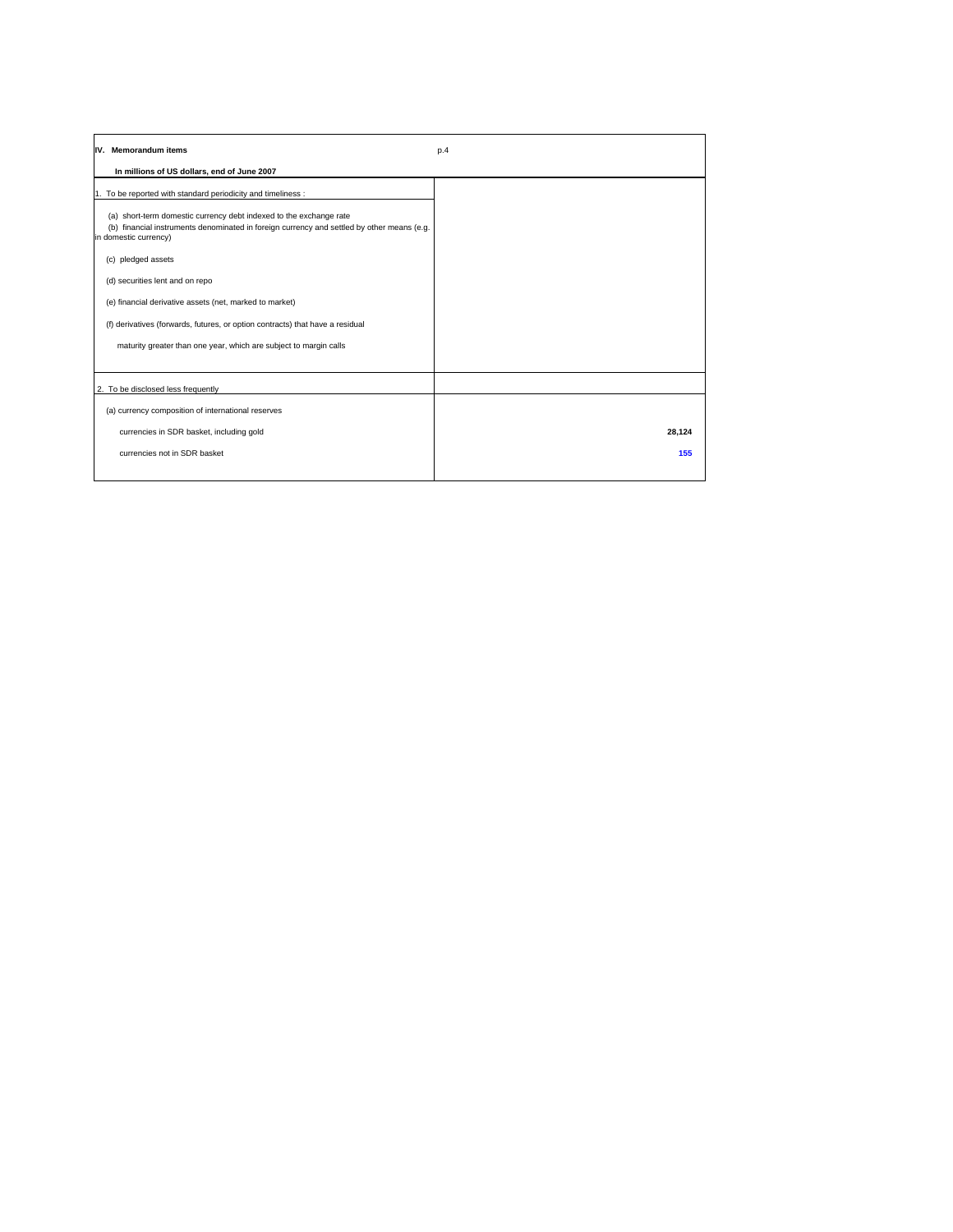| IV. **Memorandum items** | p.4 |
| --- | --- |
| **In millions of US dollars, end of June 2007** | |
| 1. To be reported with standard periodicity and timeliness : | |
| (a) short-term domestic currency debt indexed to the exchange rate | |
| (b) financial instruments denominated in foreign currency and settled by other means (e.g. in domestic currency) | |
| (c) pledged assets | |
| (d) securities lent and on repo | |
| (e) financial derivative assets (net, marked to market) | |
| (f) derivatives (forwards, futures, or option contracts) that have a residual maturity greater than one year, which are subject to margin calls | |
| 2. To be disclosed less frequently | |
| (a) currency composition of international reserves | |
| currencies in SDR basket, including gold | **28,124** |
| currencies not in SDR basket | **155** |